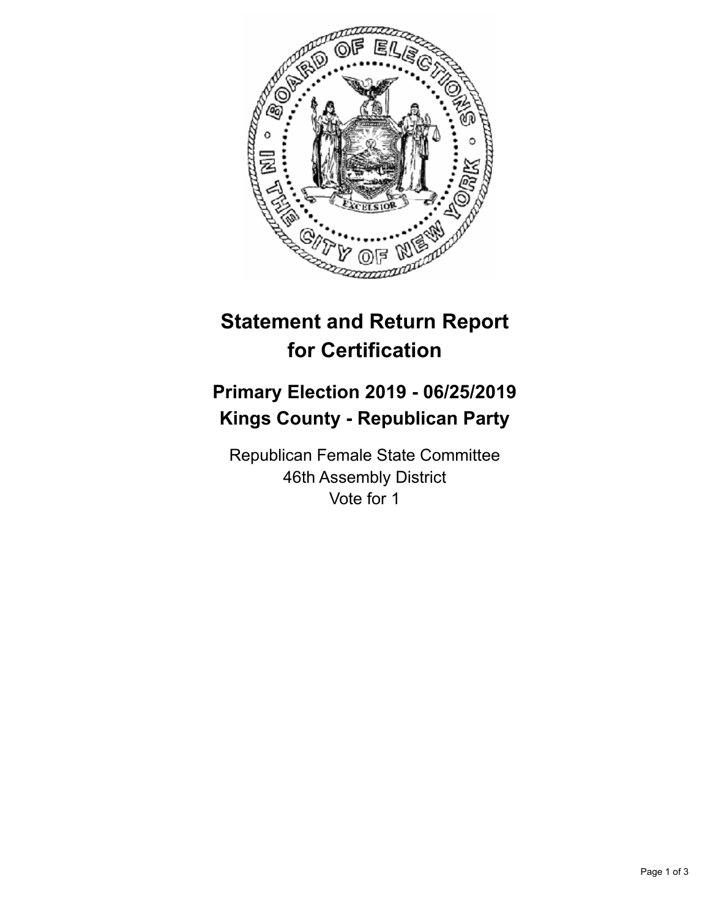# Statement and Return Report for Certification

## Primary Election 2019 - 06/25/2019
## Kings County - Republican Party

Republican Female State Committee
46th Assembly District
Vote for 1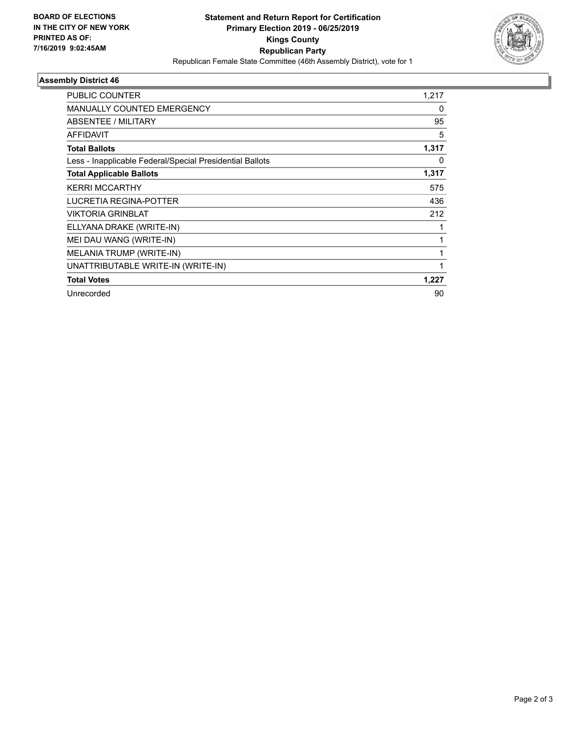**BOARD OF ELECTIONS IN THE CITY OF NEW YORK PRINTED AS OF: 7/16/2019 9:02:45AM**

**Statement and Return Report for Certification Primary Election 2019 - 06/25/2019 Kings County Republican Party**

Republican Female State Committee (46th Assembly District), vote for 1

### Assembly District 46

| | |
|---|---|
| PUBLIC COUNTER | 1,217 |
| MANUALLY COUNTED EMERGENCY | 0 |
| ABSENTEE / MILITARY | 95 |
| AFFIDAVIT | 5 |
| **Total Ballots** | **1,317** |
| Less - Inapplicable Federal/Special Presidential Ballots | 0 |
| **Total Applicable Ballots** | **1,317** |
| KERRI MCCARTHY | 575 |
| LUCRETIA REGINA-POTTER | 436 |
| VIKTORIA GRINBLAT | 212 |
| ELLYANA DRAKE (WRITE-IN) | 1 |
| MEI DAU WANG (WRITE-IN) | 1 |
| MELANIA TRUMP (WRITE-IN) | 1 |
| UNATTRIBUTABLE WRITE-IN (WRITE-IN) | 1 |
| **Total Votes** | **1,227** |
| Unrecorded | 90 |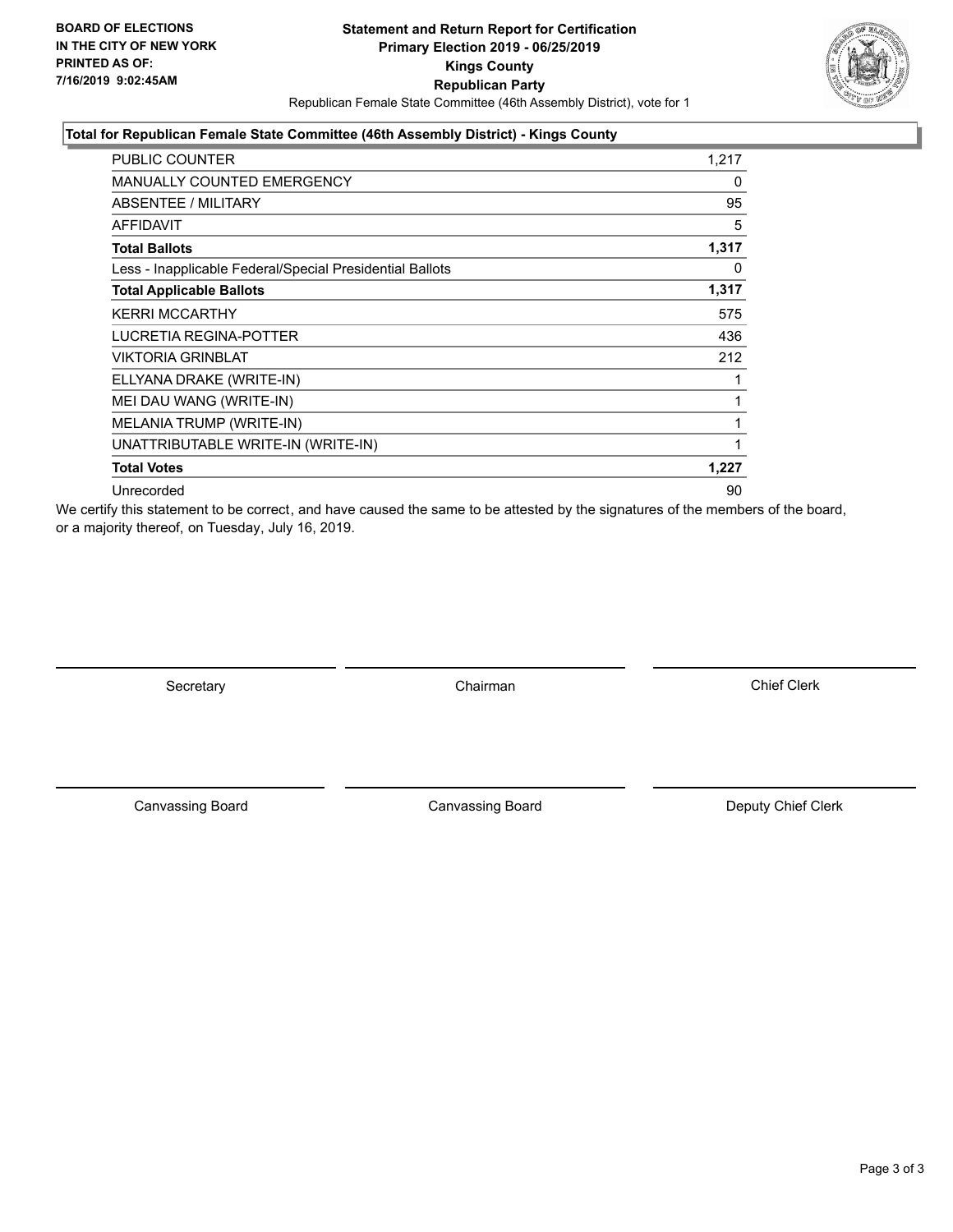**BOARD OF ELECTIONS IN THE CITY OF NEW YORK PRINTED AS OF: 7/16/2019 9:02:45AM**

**Statement and Return Report for Certification**
**Primary Election 2019 - 06/25/2019**
**Kings County**
**Republican Party**

Republican Female State Committee (46th Assembly District), vote for 1

**Total for Republican Female State Committee (46th Assembly District) - Kings County**

| | |
|---|---|
| PUBLIC COUNTER | 1,217 |
| MANUALLY COUNTED EMERGENCY | 0 |
| ABSENTEE / MILITARY | 95 |
| AFFIDAVIT | 5 |
| **Total Ballots** | **1,317** |
| Less - Inapplicable Federal/Special Presidential Ballots | 0 |
| **Total Applicable Ballots** | **1,317** |
| KERRI MCCARTHY | 575 |
| LUCRETIA REGINA-POTTER | 436 |
| VIKTORIA GRINBLAT | 212 |
| ELLYANA DRAKE (WRITE-IN) | 1 |
| MEI DAU WANG (WRITE-IN) | 1 |
| MELANIA TRUMP (WRITE-IN) | 1 |
| UNATTRIBUTABLE WRITE-IN (WRITE-IN) | 1 |
| **Total Votes** | **1,227** |
| Unrecorded | 90 |

We certify this statement to be correct, and have caused the same to be attested by the signatures of the members of the board, or a majority thereof, on Tuesday, July 16, 2019.

Secretary

Chairman

Chief Clerk

Canvassing Board

Canvassing Board

Deputy Chief Clerk